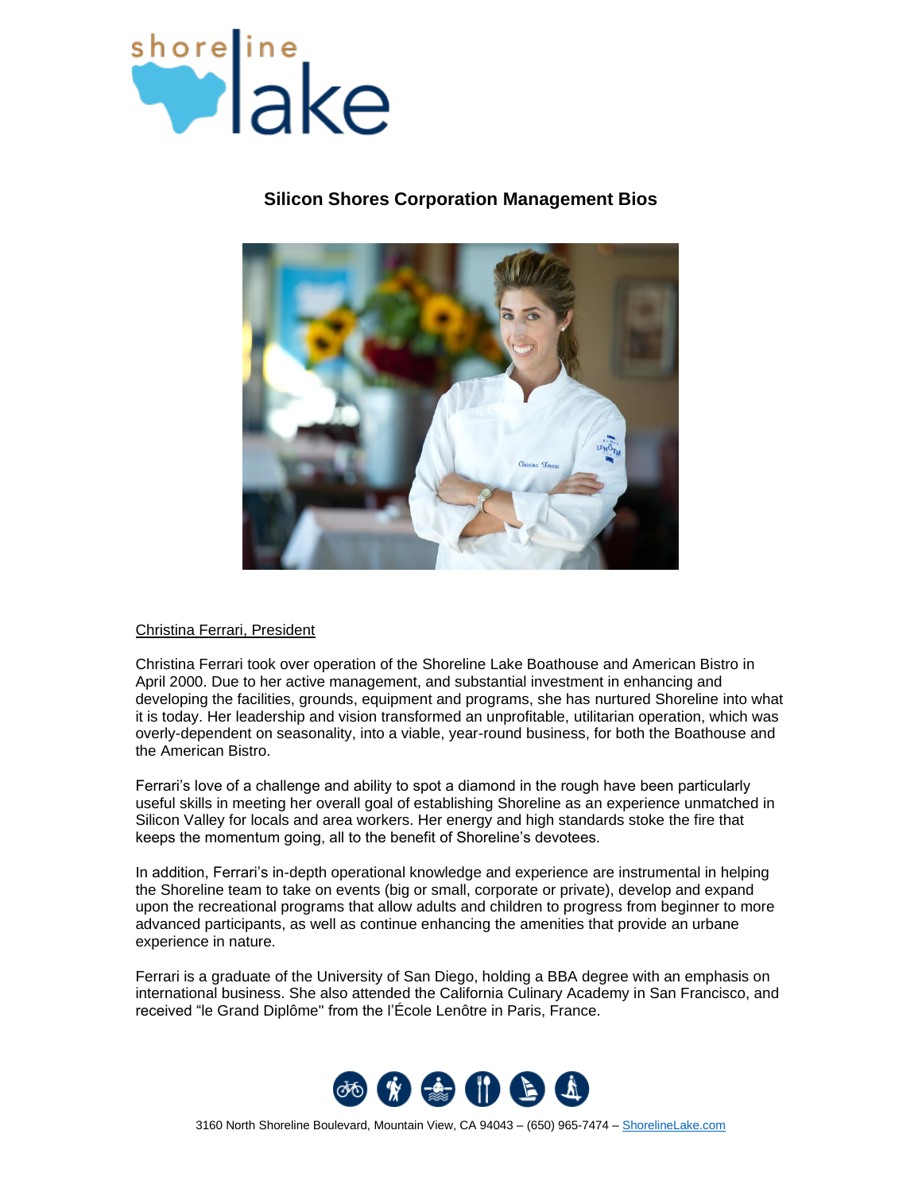# Silicon Shores Corporation Management Bios

Christina Ferrari, President

Christina Ferrari took over operation of the Shoreline Lake Boathouse and American Bistro in April 2000. Due to her active management, and substantial investment in enhancing and developing the facilities, grounds, equipment and programs, she has nurtured Shoreline into what it is today. Her leadership and vision transformed an unprofitable, utilitarian operation, which was overly-dependent on seasonality, into a viable, year-round business, for both the Boathouse and the American Bistro.

Ferrari's love of a challenge and ability to spot a diamond in the rough have been particularly useful skills in meeting her overall goal of establishing Shoreline as an experience unmatched in Silicon Valley for locals and area workers. Her energy and high standards stoke the fire that keeps the momentum going, all to the benefit of Shoreline's devotees.

In addition, Ferrari's in-depth operational knowledge and experience are instrumental in helping the Shoreline team to take on events (big or small, corporate or private), develop and expand upon the recreational programs that allow adults and children to progress from beginner to more advanced participants, as well as continue enhancing the amenities that provide an urbane experience in nature.

Ferrari is a graduate of the University of San Diego, holding a BBA degree with an emphasis on international business. She also attended the California Culinary Academy in San Francisco, and received "le Grand Diplôme" from the l'École Lenôtre in Paris, France.

3160 North Shoreline Boulevard, Mountain View, CA 94043 – (650) 965-7474 – ShorelineLake.com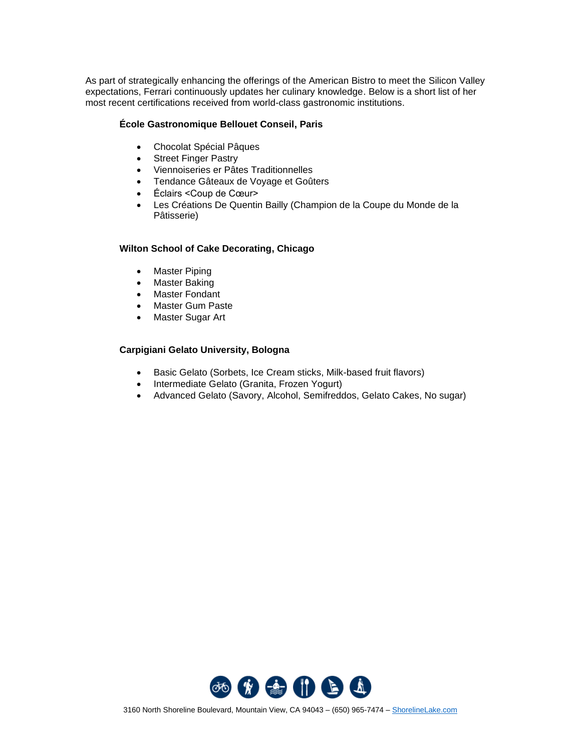As part of strategically enhancing the offerings of the American Bistro to meet the Silicon Valley expectations, Ferrari continuously updates her culinary knowledge. Below is a short list of her most recent certifications received from world-class gastronomic institutions.

**École Gastronomique Bellouet Conseil, Paris**

- Chocolat Spécial Pâques
- Street Finger Pastry
- Viennoiseries er Pâtes Traditionnelles
- Tendance Gâteaux de Voyage et Goûters
- Éclairs <Coup de Cœur>
- Les Créations De Quentin Bailly (Champion de la Coupe du Monde de la Pâtisserie)

**Wilton School of Cake Decorating, Chicago**

- Master Piping
- Master Baking
- Master Fondant
- Master Gum Paste
- Master Sugar Art

**Carpigiani Gelato University, Bologna**

- Basic Gelato (Sorbets, Ice Cream sticks, Milk-based fruit flavors)
- Intermediate Gelato (Granita, Frozen Yogurt)
- Advanced Gelato (Savory, Alcohol, Semifreddos, Gelato Cakes, No sugar)